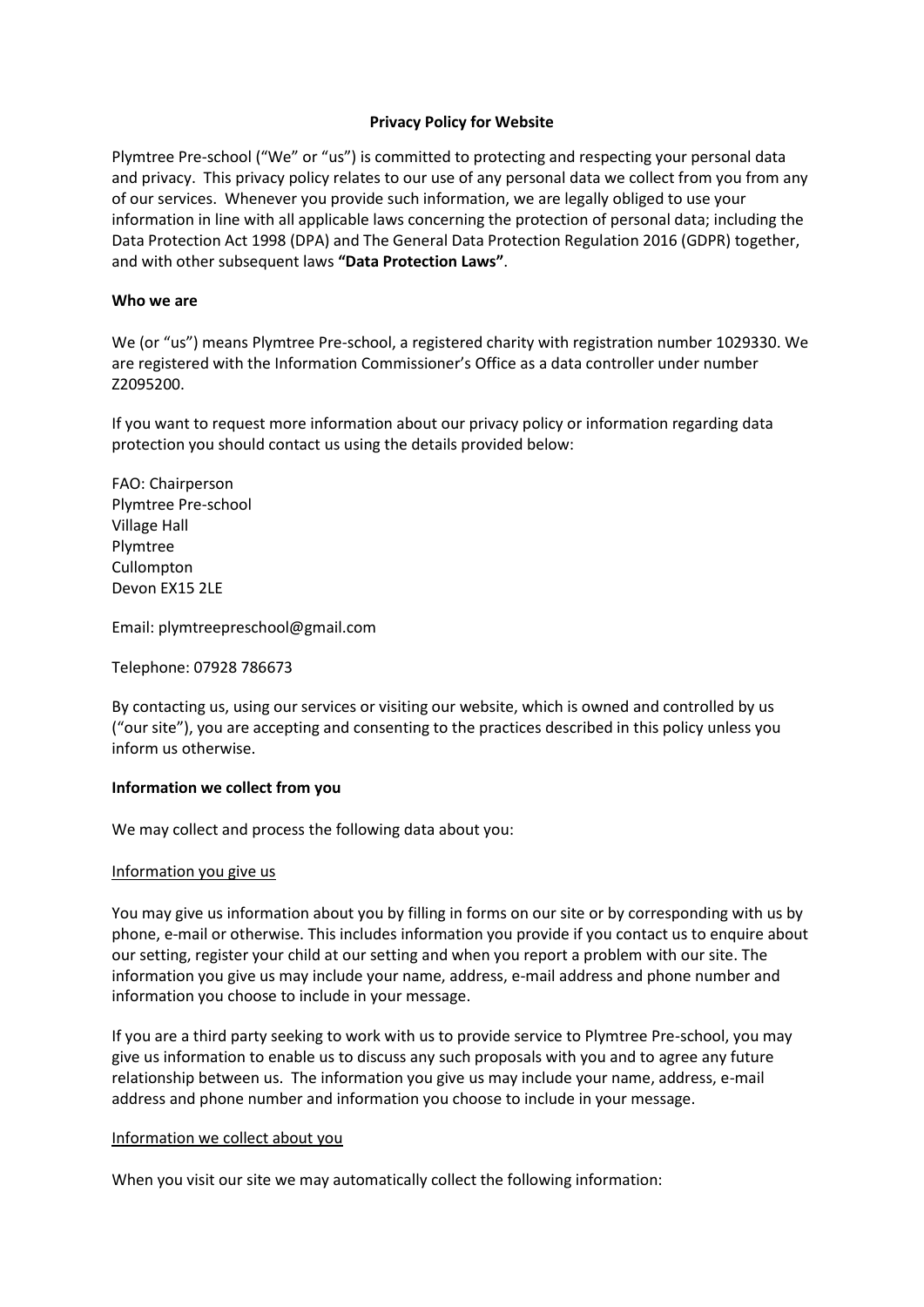# Privacy Policy for Website

Plymtree Pre-school ("We" or "us") is committed to protecting and respecting your personal data and privacy. This privacy policy relates to our use of any personal data we collect from you from any of our services. Whenever you provide such information, we are legally obliged to use your information in line with all applicable laws concerning the protection of personal data; including the Data Protection Act 1998 (DPA) and The General Data Protection Regulation 2016 (GDPR) together, and with other subsequent laws **"Data Protection Laws"**.

## Who we are

We (or "us") means Plymtree Pre-school, a registered charity with registration number 1029330. We are registered with the Information Commissioner's Office as a data controller under number Z2095200.

If you want to request more information about our privacy policy or information regarding data protection you should contact us using the details provided below:

FAO: Chairperson
Plymtree Pre-school
Village Hall
Plymtree
Cullompton
Devon EX15 2LE

Email: plymtreepreschool@gmail.com

Telephone: 07928 786673

By contacting us, using our services or visiting our website, which is owned and controlled by us ("our site"), you are accepting and consenting to the practices described in this policy unless you inform us otherwise.

## Information we collect from you

We may collect and process the following data about you:

### Information you give us

You may give us information about you by filling in forms on our site or by corresponding with us by phone, e-mail or otherwise. This includes information you provide if you contact us to enquire about our setting, register your child at our setting and when you report a problem with our site. The information you give us may include your name, address, e-mail address and phone number and information you choose to include in your message.

If you are a third party seeking to work with us to provide service to Plymtree Pre-school, you may give us information to enable us to discuss any such proposals with you and to agree any future relationship between us. The information you give us may include your name, address, e-mail address and phone number and information you choose to include in your message.

### Information we collect about you

When you visit our site we may automatically collect the following information: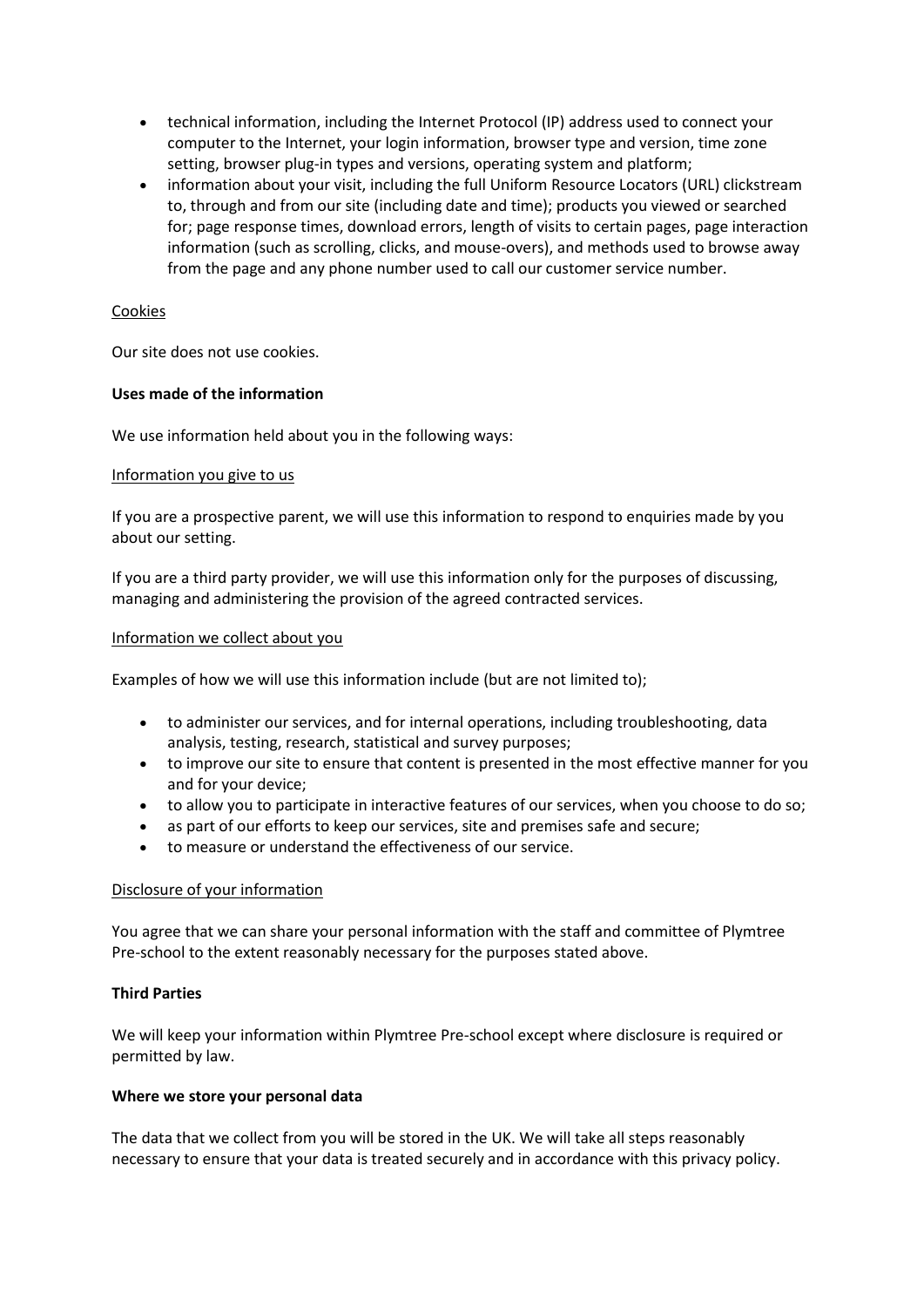- technical information, including the Internet Protocol (IP) address used to connect your computer to the Internet, your login information, browser type and version, time zone setting, browser plug-in types and versions, operating system and platform;
- information about your visit, including the full Uniform Resource Locators (URL) clickstream to, through and from our site (including date and time); products you viewed or searched for; page response times, download errors, length of visits to certain pages, page interaction information (such as scrolling, clicks, and mouse-overs), and methods used to browse away from the page and any phone number used to call our customer service number.

<u>Cookies</u>

Our site does not use cookies.

**Uses made of the information**

We use information held about you in the following ways:

<u>Information you give to us</u>

If you are a prospective parent, we will use this information to respond to enquiries made by you about our setting.

If you are a third party provider, we will use this information only for the purposes of discussing, managing and administering the provision of the agreed contracted services.

<u>Information we collect about you</u>

Examples of how we will use this information include (but are not limited to);

- to administer our services, and for internal operations, including troubleshooting, data analysis, testing, research, statistical and survey purposes;
- to improve our site to ensure that content is presented in the most effective manner for you and for your device;
- to allow you to participate in interactive features of our services, when you choose to do so;
- as part of our efforts to keep our services, site and premises safe and secure;
- to measure or understand the effectiveness of our service.

<u>Disclosure of your information</u>

You agree that we can share your personal information with the staff and committee of Plymtree Pre-school to the extent reasonably necessary for the purposes stated above.

**Third Parties**

We will keep your information within Plymtree Pre-school except where disclosure is required or permitted by law.

**Where we store your personal data**

The data that we collect from you will be stored in the UK. We will take all steps reasonably necessary to ensure that your data is treated securely and in accordance with this privacy policy.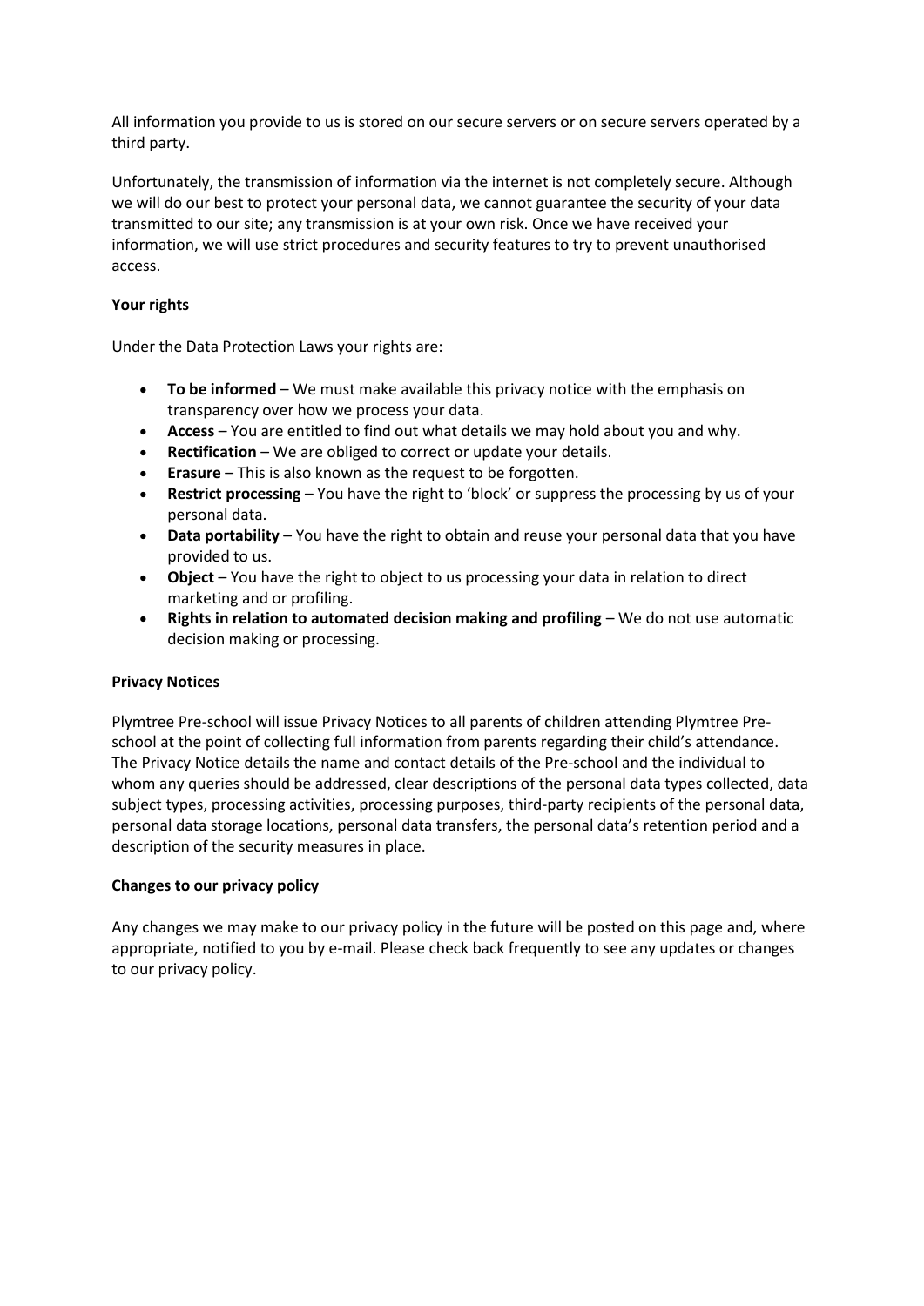All information you provide to us is stored on our secure servers or on secure servers operated by a third party.

Unfortunately, the transmission of information via the internet is not completely secure. Although we will do our best to protect your personal data, we cannot guarantee the security of your data transmitted to our site; any transmission is at your own risk. Once we have received your information, we will use strict procedures and security features to try to prevent unauthorised access.

**Your rights**

Under the Data Protection Laws your rights are:

- **To be informed** – We must make available this privacy notice with the emphasis on transparency over how we process your data.
- **Access** – You are entitled to find out what details we may hold about you and why.
- **Rectification** – We are obliged to correct or update your details.
- **Erasure** – This is also known as the request to be forgotten.
- **Restrict processing** – You have the right to 'block' or suppress the processing by us of your personal data.
- **Data portability** – You have the right to obtain and reuse your personal data that you have provided to us.
- **Object** – You have the right to object to us processing your data in relation to direct marketing and or profiling.
- **Rights in relation to automated decision making and profiling** – We do not use automatic decision making or processing.

**Privacy Notices**

Plymtree Pre-school will issue Privacy Notices to all parents of children attending Plymtree Pre-school at the point of collecting full information from parents regarding their child's attendance. The Privacy Notice details the name and contact details of the Pre-school and the individual to whom any queries should be addressed, clear descriptions of the personal data types collected, data subject types, processing activities, processing purposes, third-party recipients of the personal data, personal data storage locations, personal data transfers, the personal data's retention period and a description of the security measures in place.

**Changes to our privacy policy**

Any changes we may make to our privacy policy in the future will be posted on this page and, where appropriate, notified to you by e-mail. Please check back frequently to see any updates or changes to our privacy policy.